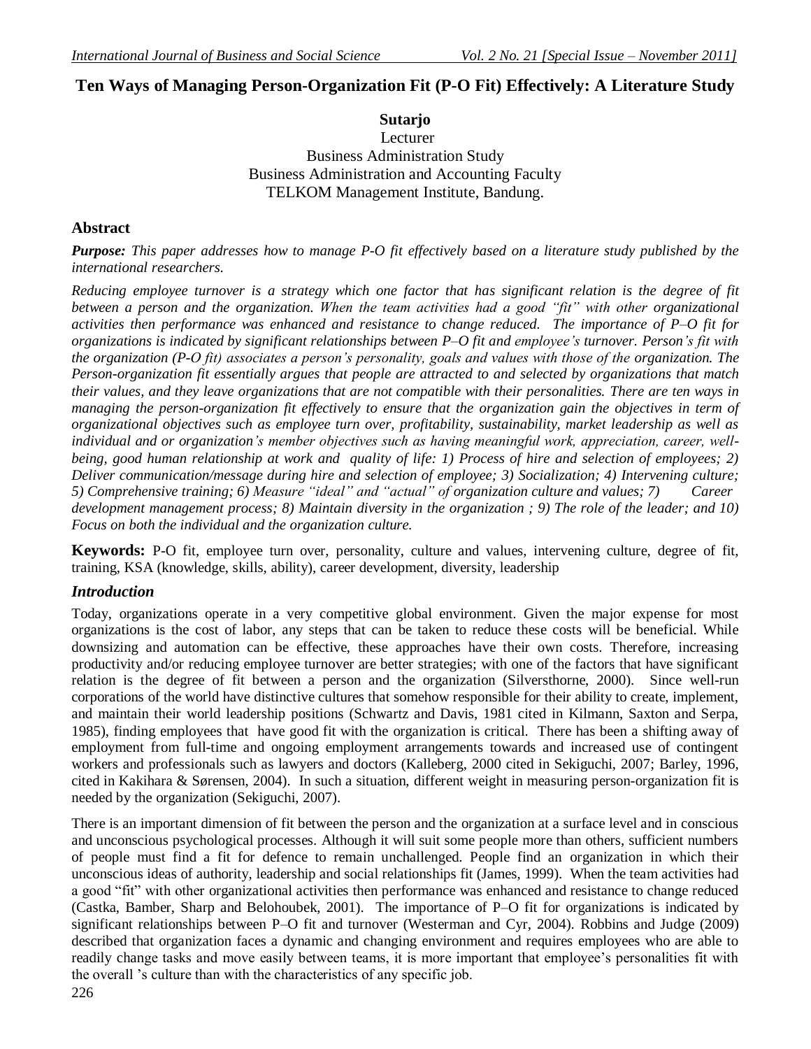# Ten Ways of Managing Person-Organization Fit (P-O Fit) Effectively: A Literature Study

**Sutarjo**
Lecturer
Business Administration Study
Business Administration and Accounting Faculty
TELKOM Management Institute, Bandung.

## Abstract

***Purpose:*** *This paper addresses how to manage P-O fit effectively based on a literature study published by the international researchers.*

*Reducing employee turnover is a strategy which one factor that has significant relation is the degree of fit between a person and the organization. When the team activities had a good "fit" with other organizational activities then performance was enhanced and resistance to change reduced. The importance of P–O fit for organizations is indicated by significant relationships between P–O fit and employee's turnover. Person's fit with the organization (P-O fit) associates a person's personality, goals and values with those of the organization. The Person-organization fit essentially argues that people are attracted to and selected by organizations that match their values, and they leave organizations that are not compatible with their personalities. There are ten ways in managing the person-organization fit effectively to ensure that the organization gain the objectives in term of organizational objectives such as employee turn over, profitability, sustainability, market leadership as well as individual and or organization's member objectives such as having meaningful work, appreciation, career, well-being, good human relationship at work and quality of life: 1) Process of hire and selection of employees; 2) Deliver communication/message during hire and selection of employee; 3) Socialization; 4) Intervening culture; 5) Comprehensive training; 6) Measure "ideal" and "actual" of organization culture and values; 7) Career development management process; 8) Maintain diversity in the organization ; 9) The role of the leader; and 10) Focus on both the individual and the organization culture.*

**Keywords:** P-O fit, employee turn over, personality, culture and values, intervening culture, degree of fit, training, KSA (knowledge, skills, ability), career development, diversity, leadership

## *Introduction*

Today, organizations operate in a very competitive global environment. Given the major expense for most organizations is the cost of labor, any steps that can be taken to reduce these costs will be beneficial. While downsizing and automation can be effective, these approaches have their own costs. Therefore, increasing productivity and/or reducing employee turnover are better strategies; with one of the factors that have significant relation is the degree of fit between a person and the organization (Silversthorne, 2000). Since well-run corporations of the world have distinctive cultures that somehow responsible for their ability to create, implement, and maintain their world leadership positions (Schwartz and Davis, 1981 cited in Kilmann, Saxton and Serpa, 1985), finding employees that have good fit with the organization is critical. There has been a shifting away of employment from full-time and ongoing employment arrangements towards and increased use of contingent workers and professionals such as lawyers and doctors (Kalleberg, 2000 cited in Sekiguchi, 2007; Barley, 1996, cited in Kakihara & Sørensen, 2004). In such a situation, different weight in measuring person-organization fit is needed by the organization (Sekiguchi, 2007).

There is an important dimension of fit between the person and the organization at a surface level and in conscious and unconscious psychological processes. Although it will suit some people more than others, sufficient numbers of people must find a fit for defence to remain unchallenged. People find an organization in which their unconscious ideas of authority, leadership and social relationships fit (James, 1999). When the team activities had a good "fit" with other organizational activities then performance was enhanced and resistance to change reduced (Castka, Bamber, Sharp and Belohoubek, 2001). The importance of P–O fit for organizations is indicated by significant relationships between P–O fit and turnover (Westerman and Cyr, 2004). Robbins and Judge (2009) described that organization faces a dynamic and changing environment and requires employees who are able to readily change tasks and move easily between teams, it is more important that employee's personalities fit with the overall 's culture than with the characteristics of any specific job.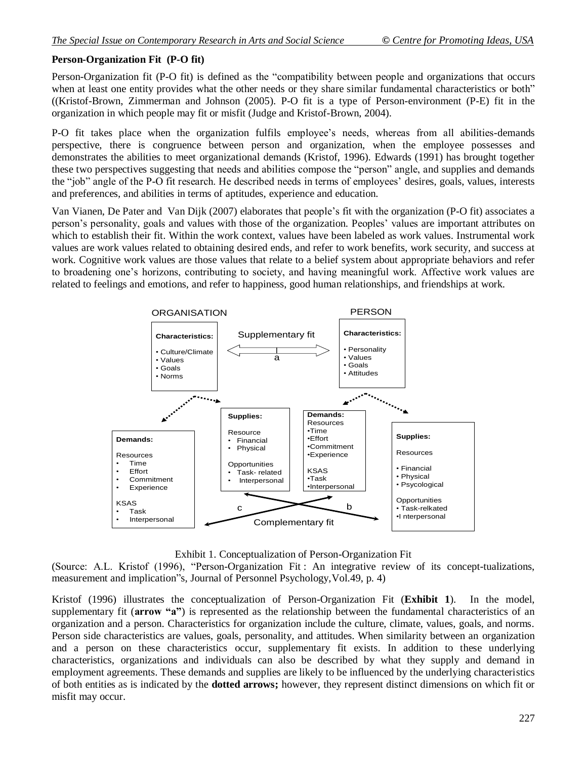**Person-Organization Fit (P-O fit)**

Person-Organization fit (P-O fit) is defined as the "compatibility between people and organizations that occurs when at least one entity provides what the other needs or they share similar fundamental characteristics or both" ((Kristof-Brown, Zimmerman and Johnson (2005). P-O fit is a type of Person-environment (P-E) fit in the organization in which people may fit or misfit (Judge and Kristof-Brown, 2004).

P-O fit takes place when the organization fulfils employee's needs, whereas from all abilities-demands perspective, there is congruence between person and organization, when the employee possesses and demonstrates the abilities to meet organizational demands (Kristof, 1996). Edwards (1991) has brought together these two perspectives suggesting that needs and abilities compose the "person" angle, and supplies and demands the "job" angle of the P-O fit research. He described needs in terms of employees' desires, goals, values, interests and preferences, and abilities in terms of aptitudes, experience and education.

Van Vianen, De Pater and Van Dijk (2007) elaborates that people's fit with the organization (P-O fit) associates a person's personality, goals and values with those of the organization. Peoples' values are important attributes on which to establish their fit. Within the work context, values have been labeled as work values. Instrumental work values are work values related to obtaining desired ends, and refer to work benefits, work security, and success at work. Cognitive work values are those values that relate to a belief system about appropriate behaviors and refer to broadening one's horizons, contributing to society, and having meaningful work. Affective work values are related to feelings and emotions, and refer to happiness, good human relationships, and friendships at work.

Exhibit 1. Conceptualization of Person-Organization Fit

(Source: A.L. Kristof (1996), "Person-Organization Fit : An integrative review of its concept-tualizations, measurement and implication"s, Journal of Personnel Psychology,Vol.49, p. 4)

Kristof (1996) illustrates the conceptualization of Person-Organization Fit (**Exhibit 1**). In the model, supplementary fit (**arrow "a"**) is represented as the relationship between the fundamental characteristics of an organization and a person. Characteristics for organization include the culture, climate, values, goals, and norms. Person side characteristics are values, goals, personality, and attitudes. When similarity between an organization and a person on these characteristics occur, supplementary fit exists. In addition to these underlying characteristics, organizations and individuals can also be described by what they supply and demand in employment agreements. These demands and supplies are likely to be influenced by the underlying characteristics of both entities as is indicated by the **dotted arrows;** however, they represent distinct dimensions on which fit or misfit may occur.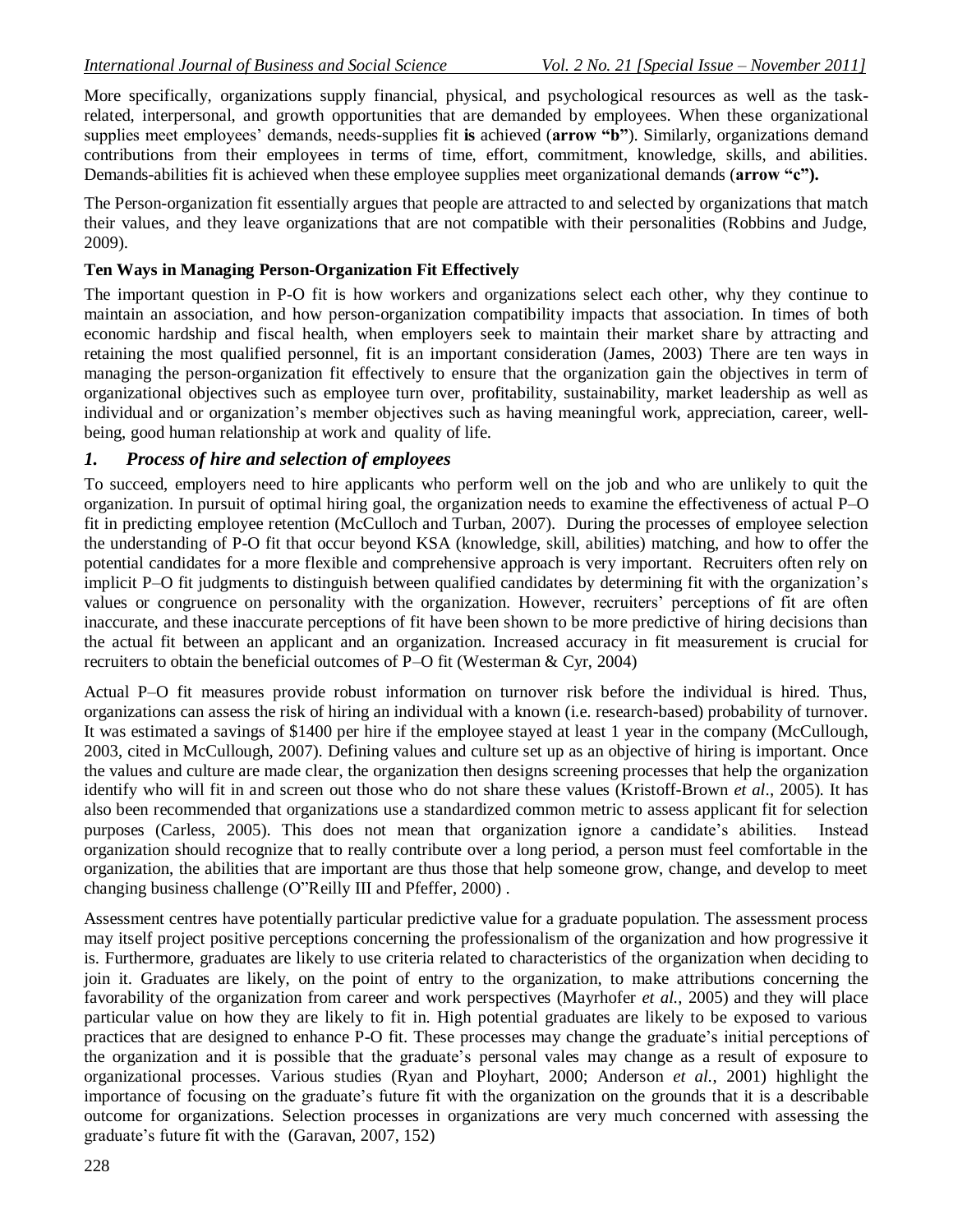More specifically, organizations supply financial, physical, and psychological resources as well as the task-related, interpersonal, and growth opportunities that are demanded by employees. When these organizational supplies meet employees' demands, needs-supplies fit **is** achieved (**arrow "b"**). Similarly, organizations demand contributions from their employees in terms of time, effort, commitment, knowledge, skills, and abilities. Demands-abilities fit is achieved when these employee supplies meet organizational demands (**arrow "c").**

The Person-organization fit essentially argues that people are attracted to and selected by organizations that match their values, and they leave organizations that are not compatible with their personalities (Robbins and Judge, 2009).

**Ten Ways in Managing Person-Organization Fit Effectively**

The important question in P-O fit is how workers and organizations select each other, why they continue to maintain an association, and how person-organization compatibility impacts that association. In times of both economic hardship and fiscal health, when employers seek to maintain their market share by attracting and retaining the most qualified personnel, fit is an important consideration (James, 2003) There are ten ways in managing the person-organization fit effectively to ensure that the organization gain the objectives in term of organizational objectives such as employee turn over, profitability, sustainability, market leadership as well as individual and or organization's member objectives such as having meaningful work, appreciation, career, well-being, good human relationship at work and quality of life.

## *1. Process of hire and selection of employees*

To succeed, employers need to hire applicants who perform well on the job and who are unlikely to quit the organization. In pursuit of optimal hiring goal, the organization needs to examine the effectiveness of actual P–O fit in predicting employee retention (McCulloch and Turban, 2007). During the processes of employee selection the understanding of P-O fit that occur beyond KSA (knowledge, skill, abilities) matching, and how to offer the potential candidates for a more flexible and comprehensive approach is very important. Recruiters often rely on implicit P–O fit judgments to distinguish between qualified candidates by determining fit with the organization's values or congruence on personality with the organization. However, recruiters' perceptions of fit are often inaccurate, and these inaccurate perceptions of fit have been shown to be more predictive of hiring decisions than the actual fit between an applicant and an organization. Increased accuracy in fit measurement is crucial for recruiters to obtain the beneficial outcomes of P–O fit (Westerman & Cyr, 2004)

Actual P–O fit measures provide robust information on turnover risk before the individual is hired. Thus, organizations can assess the risk of hiring an individual with a known (i.e. research-based) probability of turnover. It was estimated a savings of $1400 per hire if the employee stayed at least 1 year in the company (McCullough, 2003, cited in McCullough, 2007). Defining values and culture set up as an objective of hiring is important. Once the values and culture are made clear, the organization then designs screening processes that help the organization identify who will fit in and screen out those who do not share these values (Kristoff-Brown *et al*., 2005). It has also been recommended that organizations use a standardized common metric to assess applicant fit for selection purposes (Carless, 2005). This does not mean that organization ignore a candidate's abilities. Instead organization should recognize that to really contribute over a long period, a person must feel comfortable in the organization, the abilities that are important are thus those that help someone grow, change, and develop to meet changing business challenge (O"Reilly III and Pfeffer, 2000) .

Assessment centres have potentially particular predictive value for a graduate population. The assessment process may itself project positive perceptions concerning the professionalism of the organization and how progressive it is. Furthermore, graduates are likely to use criteria related to characteristics of the organization when deciding to join it. Graduates are likely, on the point of entry to the organization, to make attributions concerning the favorability of the organization from career and work perspectives (Mayrhofer *et al.*, 2005) and they will place particular value on how they are likely to fit in. High potential graduates are likely to be exposed to various practices that are designed to enhance P-O fit. These processes may change the graduate's initial perceptions of the organization and it is possible that the graduate's personal vales may change as a result of exposure to organizational processes. Various studies (Ryan and Ployhart, 2000; Anderson *et al.*, 2001) highlight the importance of focusing on the graduate's future fit with the organization on the grounds that it is a describable outcome for organizations. Selection processes in organizations are very much concerned with assessing the graduate's future fit with the (Garavan, 2007, 152)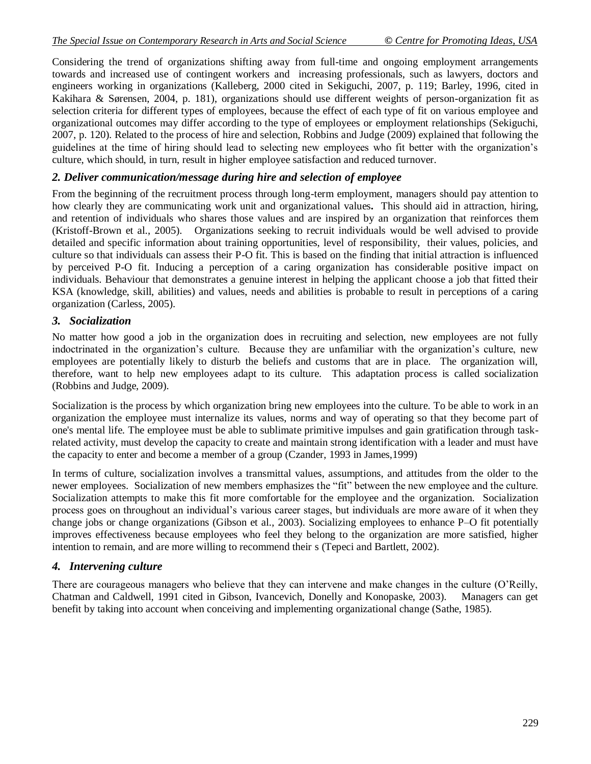Considering the trend of organizations shifting away from full-time and ongoing employment arrangements towards and increased use of contingent workers and increasing professionals, such as lawyers, doctors and engineers working in organizations (Kalleberg, 2000 cited in Sekiguchi, 2007, p. 119; Barley, 1996, cited in Kakihara & Sørensen, 2004, p. 181), organizations should use different weights of person-organization fit as selection criteria for different types of employees, because the effect of each type of fit on various employee and organizational outcomes may differ according to the type of employees or employment relationships (Sekiguchi, 2007, p. 120). Related to the process of hire and selection, Robbins and Judge (2009) explained that following the guidelines at the time of hiring should lead to selecting new employees who fit better with the organization's culture, which should, in turn, result in higher employee satisfaction and reduced turnover.

### *2. Deliver communication/message during hire and selection of employee*

From the beginning of the recruitment process through long-term employment, managers should pay attention to how clearly they are communicating work unit and organizational values**.** This should aid in attraction, hiring, and retention of individuals who shares those values and are inspired by an organization that reinforces them (Kristoff-Brown et al., 2005). Organizations seeking to recruit individuals would be well advised to provide detailed and specific information about training opportunities, level of responsibility, their values, policies, and culture so that individuals can assess their P-O fit. This is based on the finding that initial attraction is influenced by perceived P-O fit. Inducing a perception of a caring organization has considerable positive impact on individuals. Behaviour that demonstrates a genuine interest in helping the applicant choose a job that fitted their KSA (knowledge, skill, abilities) and values, needs and abilities is probable to result in perceptions of a caring organization (Carless, 2005).

### *3. Socialization*

No matter how good a job in the organization does in recruiting and selection, new employees are not fully indoctrinated in the organization's culture. Because they are unfamiliar with the organization's culture, new employees are potentially likely to disturb the beliefs and customs that are in place. The organization will, therefore, want to help new employees adapt to its culture. This adaptation process is called socialization (Robbins and Judge, 2009).

Socialization is the process by which organization bring new employees into the culture. To be able to work in an organization the employee must internalize its values, norms and way of operating so that they become part of one's mental life. The employee must be able to sublimate primitive impulses and gain gratification through task-related activity, must develop the capacity to create and maintain strong identification with a leader and must have the capacity to enter and become a member of a group (Czander, 1993 in James,1999)

In terms of culture, socialization involves a transmittal values, assumptions, and attitudes from the older to the newer employees. Socialization of new members emphasizes the "fit" between the new employee and the culture. Socialization attempts to make this fit more comfortable for the employee and the organization. Socialization process goes on throughout an individual's various career stages, but individuals are more aware of it when they change jobs or change organizations (Gibson et al., 2003). Socializing employees to enhance P–O fit potentially improves effectiveness because employees who feel they belong to the organization are more satisfied, higher intention to remain, and are more willing to recommend their s (Tepeci and Bartlett, 2002).

### *4. Intervening culture*

There are courageous managers who believe that they can intervene and make changes in the culture (O'Reilly, Chatman and Caldwell, 1991 cited in Gibson, Ivancevich, Donelly and Konopaske, 2003). Managers can get benefit by taking into account when conceiving and implementing organizational change (Sathe, 1985).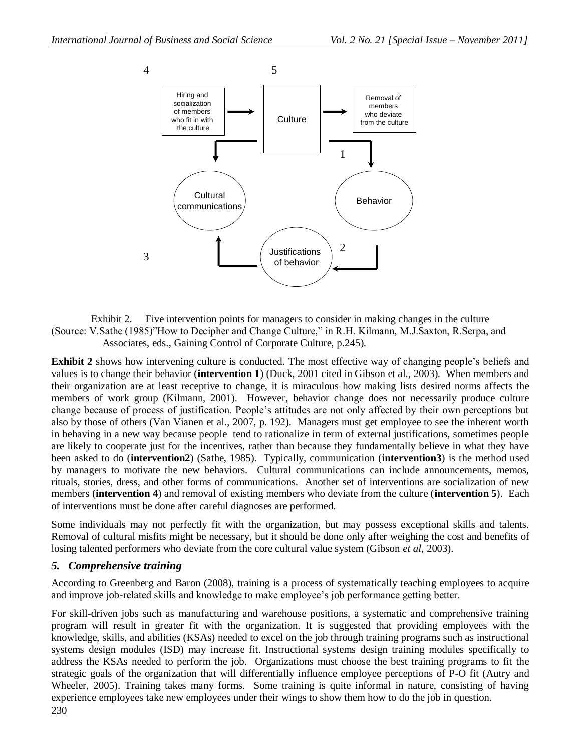4 5

Hiring and socialization of members who fit in with the culture → Culture → Removal of members who deviate from the culture

1

Cultural communications

Behavior

3

Justifications of behavior

2

Exhibit 2. Five intervention points for managers to consider in making changes in the culture (Source: V.Sathe (1985)"How to Decipher and Change Culture," in R.H. Kilmann, M.J.Saxton, R.Serpa, and Associates, eds., Gaining Control of Corporate Culture, p.245).

**Exhibit 2** shows how intervening culture is conducted. The most effective way of changing people's beliefs and values is to change their behavior (**intervention 1**) (Duck, 2001 cited in Gibson et al., 2003). When members and their organization are at least receptive to change, it is miraculous how making lists desired norms affects the members of work group (Kilmann, 2001). However, behavior change does not necessarily produce culture change because of process of justification. People's attitudes are not only affected by their own perceptions but also by those of others (Van Vianen et al., 2007, p. 192). Managers must get employee to see the inherent worth in behaving in a new way because people tend to rationalize in term of external justifications, sometimes people are likely to cooperate just for the incentives, rather than because they fundamentally believe in what they have been asked to do (**intervention2**) (Sathe, 1985). Typically, communication (**intervention3**) is the method used by managers to motivate the new behaviors. Cultural communications can include announcements, memos, rituals, stories, dress, and other forms of communications. Another set of interventions are socialization of new members (**intervention 4**) and removal of existing members who deviate from the culture (**intervention 5**). Each of interventions must be done after careful diagnoses are performed.

Some individuals may not perfectly fit with the organization, but may possess exceptional skills and talents. Removal of cultural misfits might be necessary, but it should be done only after weighing the cost and benefits of losing talented performers who deviate from the core cultural value system (Gibson *et al*, 2003).

### *5. Comprehensive training*

According to Greenberg and Baron (2008), training is a process of systematically teaching employees to acquire and improve job-related skills and knowledge to make employee's job performance getting better.

For skill-driven jobs such as manufacturing and warehouse positions, a systematic and comprehensive training program will result in greater fit with the organization. It is suggested that providing employees with the knowledge, skills, and abilities (KSAs) needed to excel on the job through training programs such as instructional systems design modules (ISD) may increase fit. Instructional systems design training modules specifically to address the KSAs needed to perform the job. Organizations must choose the best training programs to fit the strategic goals of the organization that will differentially influence employee perceptions of P-O fit (Autry and Wheeler, 2005). Training takes many forms. Some training is quite informal in nature, consisting of having experience employees take new employees under their wings to show them how to do the job in question.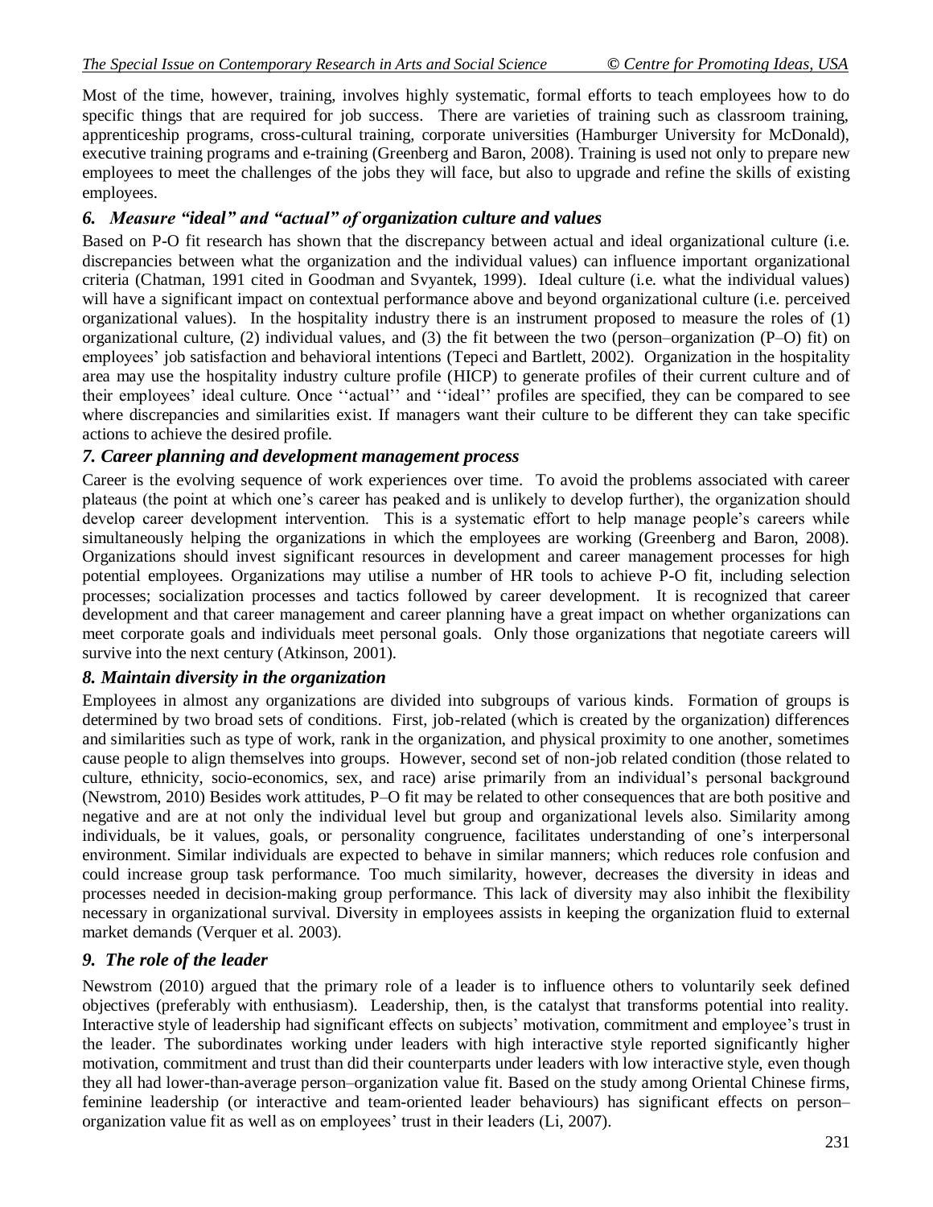Most of the time, however, training, involves highly systematic, formal efforts to teach employees how to do specific things that are required for job success. There are varieties of training such as classroom training, apprenticeship programs, cross-cultural training, corporate universities (Hamburger University for McDonald), executive training programs and e-training (Greenberg and Baron, 2008). Training is used not only to prepare new employees to meet the challenges of the jobs they will face, but also to upgrade and refine the skills of existing employees.

### *6. Measure "ideal" and "actual" of organization culture and values*

Based on P-O fit research has shown that the discrepancy between actual and ideal organizational culture (i.e. discrepancies between what the organization and the individual values) can influence important organizational criteria (Chatman, 1991 cited in Goodman and Svyantek, 1999). Ideal culture (i.e. what the individual values) will have a significant impact on contextual performance above and beyond organizational culture (i.e. perceived organizational values). In the hospitality industry there is an instrument proposed to measure the roles of (1) organizational culture, (2) individual values, and (3) the fit between the two (person–organization (P–O) fit) on employees' job satisfaction and behavioral intentions (Tepeci and Bartlett, 2002). Organization in the hospitality area may use the hospitality industry culture profile (HICP) to generate profiles of their current culture and of their employees' ideal culture. Once ''actual'' and ''ideal'' profiles are specified, they can be compared to see where discrepancies and similarities exist. If managers want their culture to be different they can take specific actions to achieve the desired profile.

### *7. Career planning and development management process*

Career is the evolving sequence of work experiences over time. To avoid the problems associated with career plateaus (the point at which one's career has peaked and is unlikely to develop further), the organization should develop career development intervention. This is a systematic effort to help manage people's careers while simultaneously helping the organizations in which the employees are working (Greenberg and Baron, 2008). Organizations should invest significant resources in development and career management processes for high potential employees. Organizations may utilise a number of HR tools to achieve P-O fit, including selection processes; socialization processes and tactics followed by career development. It is recognized that career development and that career management and career planning have a great impact on whether organizations can meet corporate goals and individuals meet personal goals. Only those organizations that negotiate careers will survive into the next century (Atkinson, 2001).

### *8. Maintain diversity in the organization*

Employees in almost any organizations are divided into subgroups of various kinds. Formation of groups is determined by two broad sets of conditions. First, job-related (which is created by the organization) differences and similarities such as type of work, rank in the organization, and physical proximity to one another, sometimes cause people to align themselves into groups. However, second set of non-job related condition (those related to culture, ethnicity, socio-economics, sex, and race) arise primarily from an individual's personal background (Newstrom, 2010) Besides work attitudes, P–O fit may be related to other consequences that are both positive and negative and are at not only the individual level but group and organizational levels also. Similarity among individuals, be it values, goals, or personality congruence, facilitates understanding of one's interpersonal environment. Similar individuals are expected to behave in similar manners; which reduces role confusion and could increase group task performance. Too much similarity, however, decreases the diversity in ideas and processes needed in decision-making group performance. This lack of diversity may also inhibit the flexibility necessary in organizational survival. Diversity in employees assists in keeping the organization fluid to external market demands (Verquer et al. 2003).

### *9. The role of the leader*

Newstrom (2010) argued that the primary role of a leader is to influence others to voluntarily seek defined objectives (preferably with enthusiasm). Leadership, then, is the catalyst that transforms potential into reality. Interactive style of leadership had significant effects on subjects' motivation, commitment and employee's trust in the leader. The subordinates working under leaders with high interactive style reported significantly higher motivation, commitment and trust than did their counterparts under leaders with low interactive style, even though they all had lower-than-average person–organization value fit. Based on the study among Oriental Chinese firms, feminine leadership (or interactive and team-oriented leader behaviours) has significant effects on person–organization value fit as well as on employees' trust in their leaders (Li, 2007).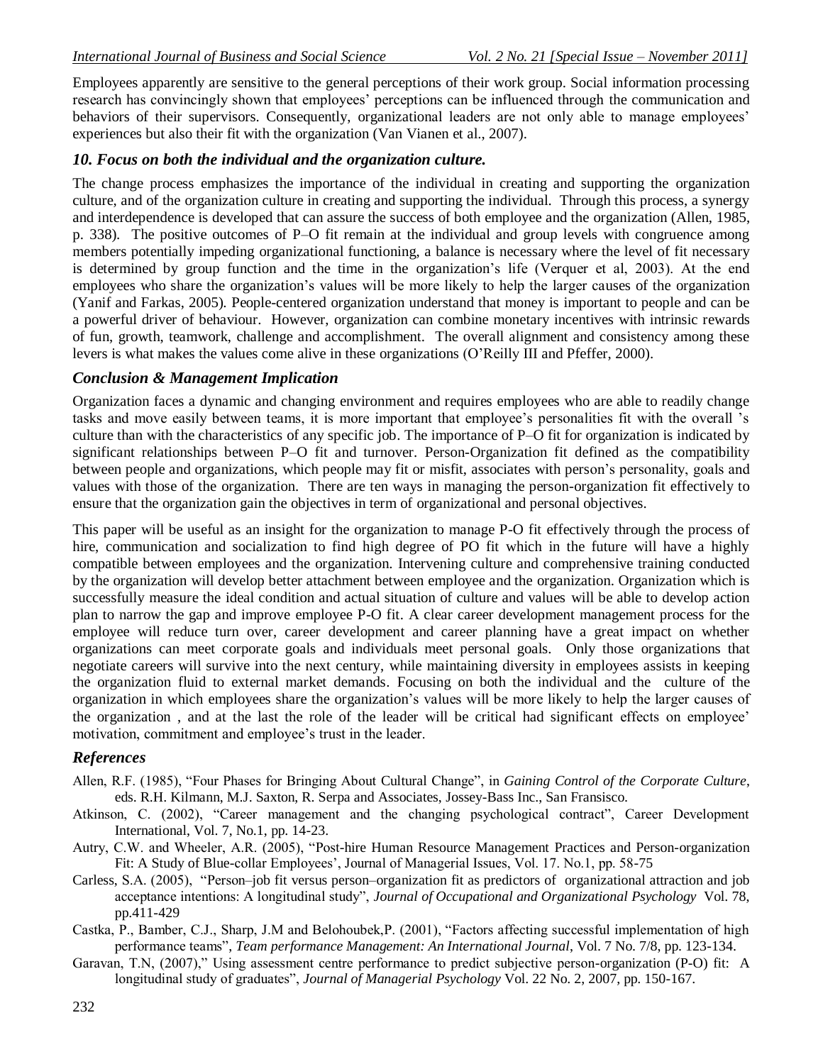Employees apparently are sensitive to the general perceptions of their work group. Social information processing research has convincingly shown that employees' perceptions can be influenced through the communication and behaviors of their supervisors. Consequently, organizational leaders are not only able to manage employees' experiences but also their fit with the organization (Van Vianen et al., 2007).

### *10. Focus on both the individual and the organization culture.*

The change process emphasizes the importance of the individual in creating and supporting the organization culture, and of the organization culture in creating and supporting the individual. Through this process, a synergy and interdependence is developed that can assure the success of both employee and the organization (Allen, 1985, p. 338). The positive outcomes of P–O fit remain at the individual and group levels with congruence among members potentially impeding organizational functioning, a balance is necessary where the level of fit necessary is determined by group function and the time in the organization's life (Verquer et al, 2003). At the end employees who share the organization's values will be more likely to help the larger causes of the organization (Yanif and Farkas, 2005). People-centered organization understand that money is important to people and can be a powerful driver of behaviour. However, organization can combine monetary incentives with intrinsic rewards of fun, growth, teamwork, challenge and accomplishment. The overall alignment and consistency among these levers is what makes the values come alive in these organizations (O'Reilly III and Pfeffer, 2000).

## *Conclusion & Management Implication*

Organization faces a dynamic and changing environment and requires employees who are able to readily change tasks and move easily between teams, it is more important that employee's personalities fit with the overall 's culture than with the characteristics of any specific job. The importance of P–O fit for organization is indicated by significant relationships between P–O fit and turnover. Person-Organization fit defined as the compatibility between people and organizations, which people may fit or misfit, associates with person's personality, goals and values with those of the organization. There are ten ways in managing the person-organization fit effectively to ensure that the organization gain the objectives in term of organizational and personal objectives.

This paper will be useful as an insight for the organization to manage P-O fit effectively through the process of hire, communication and socialization to find high degree of PO fit which in the future will have a highly compatible between employees and the organization. Intervening culture and comprehensive training conducted by the organization will develop better attachment between employee and the organization. Organization which is successfully measure the ideal condition and actual situation of culture and values will be able to develop action plan to narrow the gap and improve employee P-O fit. A clear career development management process for the employee will reduce turn over, career development and career planning have a great impact on whether organizations can meet corporate goals and individuals meet personal goals. Only those organizations that negotiate careers will survive into the next century, while maintaining diversity in employees assists in keeping the organization fluid to external market demands. Focusing on both the individual and the culture of the organization in which employees share the organization's values will be more likely to help the larger causes of the organization , and at the last the role of the leader will be critical had significant effects on employee' motivation, commitment and employee's trust in the leader.

## *References*

Allen, R.F. (1985), "Four Phases for Bringing About Cultural Change", in *Gaining Control of the Corporate Culture*, eds. R.H. Kilmann, M.J. Saxton, R. Serpa and Associates, Jossey-Bass Inc., San Fransisco.

Atkinson, C. (2002), "Career management and the changing psychological contract", Career Development International, Vol. 7, No.1, pp. 14-23.

Autry, C.W. and Wheeler, A.R. (2005), "Post-hire Human Resource Management Practices and Person-organization Fit: A Study of Blue-collar Employees', Journal of Managerial Issues, Vol. 17. No.1, pp. 58-75

Carless, S.A. (2005), "Person–job fit versus person–organization fit as predictors of organizational attraction and job acceptance intentions: A longitudinal study", *Journal of Occupational and Organizational Psychology* Vol. 78, pp.411-429

Castka, P., Bamber, C.J., Sharp, J.M and Belohoubek,P. (2001), "Factors affecting successful implementation of high performance teams", *Team performance Management: An International Journal*, Vol. 7 No. 7/8, pp. 123-134.

Garavan, T.N, (2007)," Using assessment centre performance to predict subjective person-organization (P-O) fit: A longitudinal study of graduates", *Journal of Managerial Psychology* Vol. 22 No. 2, 2007, pp. 150-167.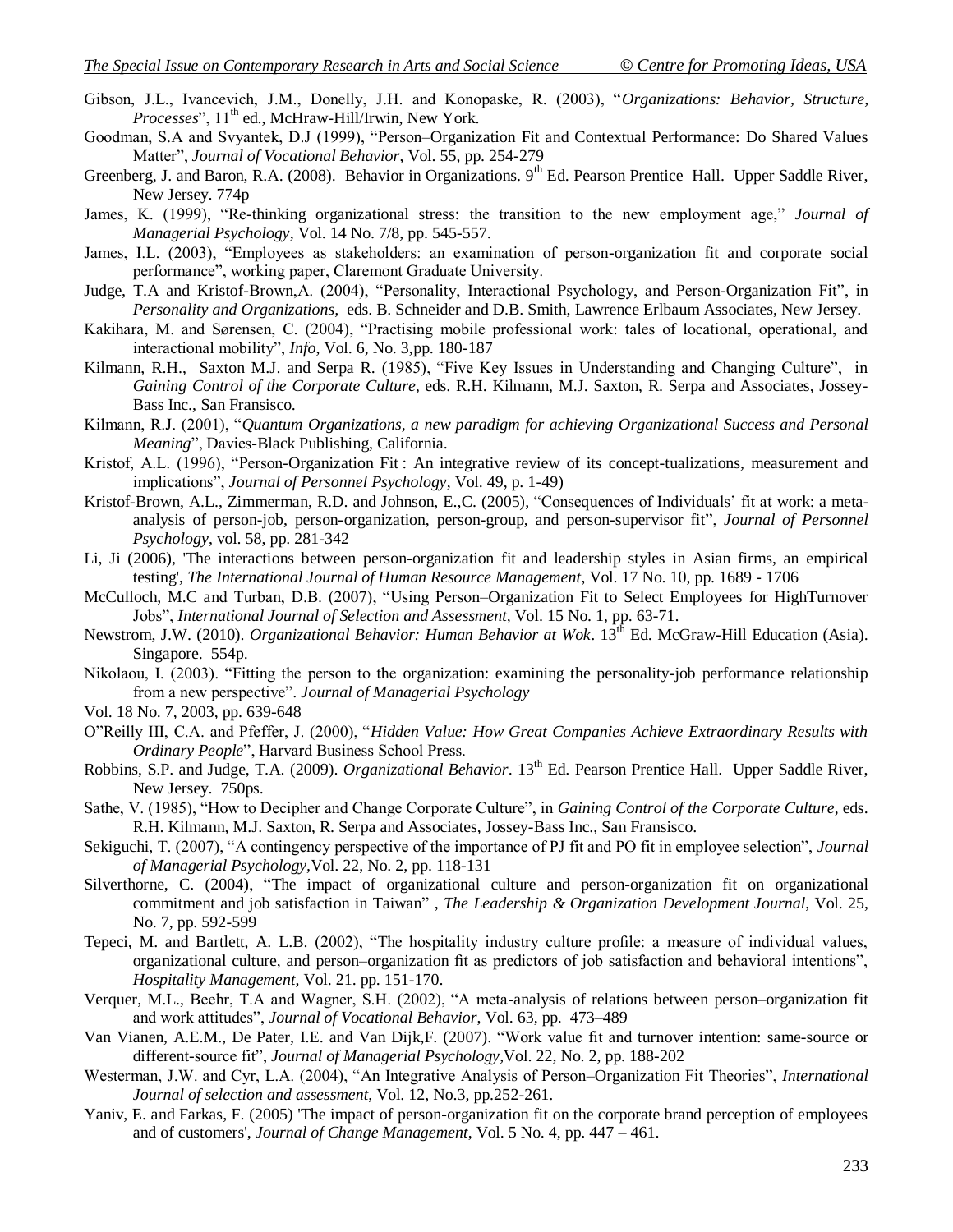Gibson, J.L., Ivancevich, J.M., Donelly, J.H. and Konopaske, R. (2003), "*Organizations: Behavior, Structure, Processes*", 11th ed., McHraw-Hill/Irwin, New York.

Goodman, S.A and Svyantek, D.J (1999), "Person–Organization Fit and Contextual Performance: Do Shared Values Matter", *Journal of Vocational Behavior*, Vol. 55, pp. 254-279

Greenberg, J. and Baron, R.A. (2008). Behavior in Organizations. 9th Ed. Pearson Prentice Hall. Upper Saddle River, New Jersey. 774p

James, K. (1999), "Re-thinking organizational stress: the transition to the new employment age," *Journal of Managerial Psychology*, Vol. 14 No. 7/8, pp. 545-557.

James, I.L. (2003), "Employees as stakeholders: an examination of person-organization fit and corporate social performance", working paper, Claremont Graduate University.

Judge, T.A and Kristof-Brown,A. (2004), "Personality, Interactional Psychology, and Person-Organization Fit", in *Personality and Organizations*, eds. B. Schneider and D.B. Smith, Lawrence Erlbaum Associates, New Jersey.

Kakihara, M. and Sørensen, C. (2004), "Practising mobile professional work: tales of locational, operational, and interactional mobility", *Info*, Vol. 6, No. 3,pp. 180-187

Kilmann, R.H., Saxton M.J. and Serpa R. (1985), "Five Key Issues in Understanding and Changing Culture", in *Gaining Control of the Corporate Culture*, eds. R.H. Kilmann, M.J. Saxton, R. Serpa and Associates, Jossey-Bass Inc., San Fransisco.

Kilmann, R.J. (2001), "*Quantum Organizations, a new paradigm for achieving Organizational Success and Personal Meaning*", Davies-Black Publishing, California.

Kristof, A.L. (1996), "Person-Organization Fit : An integrative review of its concept-tualizations, measurement and implications", *Journal of Personnel Psychology*, Vol. 49, p. 1-49)

Kristof-Brown, A.L., Zimmerman, R.D. and Johnson, E.,C. (2005), "Consequences of Individuals' fit at work: a meta-analysis of person-job, person-organization, person-group, and person-supervisor fit", *Journal of Personnel Psychology*, vol. 58, pp. 281-342

Li, Ji (2006), 'The interactions between person-organization fit and leadership styles in Asian firms, an empirical testing', *The International Journal of Human Resource Management*, Vol. 17 No. 10, pp. 1689 - 1706

McCulloch, M.C and Turban, D.B. (2007), "Using Person–Organization Fit to Select Employees for HighTurnover Jobs", *International Journal of Selection and Assessment*, Vol. 15 No. 1, pp. 63-71.

Newstrom, J.W. (2010). *Organizational Behavior: Human Behavior at Wok*. 13th Ed. McGraw-Hill Education (Asia). Singapore. 554p.

Nikolaou, I. (2003). "Fitting the person to the organization: examining the personality-job performance relationship from a new perspective". *Journal of Managerial Psychology*

Vol. 18 No. 7, 2003, pp. 639-648

O"Reilly III, C.A. and Pfeffer, J. (2000), "*Hidden Value: How Great Companies Achieve Extraordinary Results with Ordinary People*", Harvard Business School Press.

Robbins, S.P. and Judge, T.A. (2009). *Organizational Behavior*. 13th Ed. Pearson Prentice Hall. Upper Saddle River, New Jersey. 750ps.

Sathe, V. (1985), "How to Decipher and Change Corporate Culture", in *Gaining Control of the Corporate Culture*, eds. R.H. Kilmann, M.J. Saxton, R. Serpa and Associates, Jossey-Bass Inc., San Fransisco.

Sekiguchi, T. (2007), "A contingency perspective of the importance of PJ fit and PO fit in employee selection", *Journal of Managerial Psychology*,Vol. 22, No. 2, pp. 118-131

Silverthorne, C. (2004), "The impact of organizational culture and person-organization fit on organizational commitment and job satisfaction in Taiwan" , *The Leadership & Organization Development Journal*, Vol. 25, No. 7, pp. 592-599

Tepeci, M. and Bartlett, A. L.B. (2002), "The hospitality industry culture profile: a measure of individual values, organizational culture, and person–organization fit as predictors of job satisfaction and behavioral intentions", *Hospitality Management*, Vol. 21. pp. 151-170.

Verquer, M.L., Beehr, T.A and Wagner, S.H. (2002), "A meta-analysis of relations between person–organization fit and work attitudes", *Journal of Vocational Behavior*, Vol. 63, pp. 473–489

Van Vianen, A.E.M., De Pater, I.E. and Van Dijk,F. (2007). "Work value fit and turnover intention: same-source or different-source fit", *Journal of Managerial Psychology*,Vol. 22, No. 2, pp. 188-202

Westerman, J.W. and Cyr, L.A. (2004), "An Integrative Analysis of Person–Organization Fit Theories", *International Journal of selection and assessment*, Vol. 12, No.3, pp.252-261.

Yaniv, E. and Farkas, F. (2005) 'The impact of person-organization fit on the corporate brand perception of employees and of customers', *Journal of Change Management*, Vol. 5 No. 4, pp. 447 – 461.